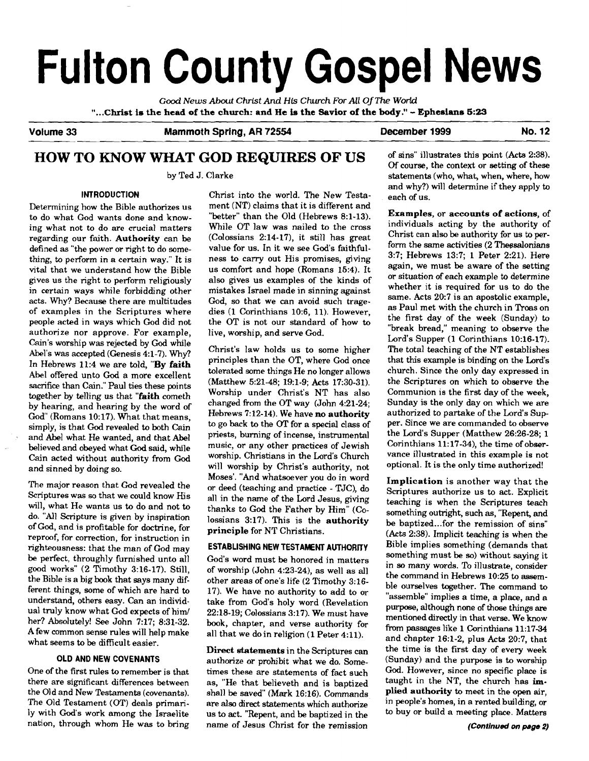# Fulton County Gospel News

*Good News About Christ And His Church For All Of The World*

**"...Christ is the head of the church: and He is the Savior of the body." - Ephesians 5:23**

**Volume 33** | **Mammoth Spring, AR 72554** | **December 1999** | **No. 12**

## HOW TO KNOW WHAT GOD REQUIRES OF US

by Ted J. Clarke

### INTRODUCTION

Determining how the Bible authorizes us to do what God wants done and knowing what not to do are crucial matters regarding our faith. **Authority** can be defined as "the power or right to do something, to perform in a certain way." It is vital that we understand how the Bible gives us the right to perform religiously in certain ways while forbidding other acts. Why? Because there are multitudes of examples in the Scriptures where people acted in ways which God did not authorize nor approve. For example, Cain's worship was rejected by God while Abel's was accepted (Genesis 4:1-7). Why? In Hebrews 11:4 we are told, "**By faith** Abel offered unto God a more excellent sacrifice than Cain." Paul ties these points together by telling us that "**faith** cometh by hearing, and hearing by the word of God" (Romans 10:17). What that means, simply, is that God revealed to both Cain and Abel what He wanted, and that Abel believed and obeyed what God said, while Cain acted without authority from God and sinned by doing so.

The major reason that God revealed the Scriptures was so that we could know His will, what He wants us to do and not to do. "All Scripture is given by inspiration of God, and is profitable for doctrine, for reproof, for correction, for instruction in righteousness: that the man of God may be perfect, throughly furnished unto all good works" (2 Timothy 3:16-17). Still, the Bible is a big book that says many different things, some of which are hard to understand, others easy. Can an individual truly know what God expects of him/her? Absolutely! See John 7:17; 8:31-32. A few common sense rules will help make what seems to be difficult easier.

### OLD AND NEW COVENANTS

One of the first rules to remember is that there are significant differences between the Old and New Testaments (covenants). The Old Testament (OT) deals primarily with God's work among the Israelite nation, through whom He was to bring Christ into the world. The New Testament (NT) claims that it is different and "better" than the Old (Hebrews 8:1-13). While OT law was nailed to the cross (Colossians 2:14-17), it still has great value for us. In it we see God's faithfulness to carry out His promises, giving us comfort and hope (Romans 15:4). It also gives us examples of the kinds of mistakes Israel made in sinning against God, so that we can avoid such tragedies (1 Corinthians 10:6, 11). However, the OT is not our standard of how to live, worship, and serve God.

Christ's law holds us to some higher principles than the OT, where God once tolerated some things He no longer allows (Matthew 5:21-48; 19:1-9; Acts 17:30-31). Worship under Christ's NT has also changed from the OT way (John 4:21-24; Hebrews 7:12-14). We have **no authority** to go back to the OT for a special class of priests, burning of incense, instrumental music, or any other practices of Jewish worship. Christians in the Lord's Church will worship by Christ's authority, not Moses'. "And whatsoever you do in word or deed (teaching and practice - TJC), do all in the name of the Lord Jesus, giving thanks to God the Father by Him" (Colossians 3:17). This is the **authority principle** for NT Christians.

### ESTABLISHING NEW TESTAMENT AUTHORITY

God's word must be honored in matters of worship (John 4:23-24), as well as all other areas of one's life (2 Timothy 3:16-17). We have no authority to add to or take from God's holy word (Revelation 22:18-19; Colossians 3:17). We must have book, chapter, and verse authority for all that we do in religion (1 Peter 4:11).

**Direct statements** in the Scriptures can authorize or prohibit what we do. Sometimes these are statements of fact such as, "He that believeth and is baptized shall be saved" (Mark 16:16). Commands are also direct statements which authorize us to act. "Repent, and be baptized in the name of Jesus Christ for the remission of sins" illustrates this point (Acts 2:38). Of course, the context or setting of these statements (who, what, when, where, how and why?) will determine if they apply to each of us.

**Examples**, or **accounts of actions**, of individuals acting by the authority of Christ can also be authority for us to perform the same activities (2 Thessalonians 3:7; Hebrews 13:7; 1 Peter 2:21). Here again, we must be aware of the setting or situation of each example to determine whether it is required for us to do the same. Acts 20:7 is an apostolic example, as Paul met with the church in Troas on the first day of the week (Sunday) to "break bread," meaning to observe the Lord's Supper (1 Corinthians 10:16-17). The total teaching of the NT establishes that this example is binding on the Lord's church. Since the only day expressed in the Scriptures on which to observe the Communion is the first day of the week, Sunday is the only day on which we are authorized to partake of the Lord's Supper. Since we are commanded to observe the Lord's Supper (Matthew 26:26-28; 1 Corinthians 11:17-34), the time of observance illustrated in this example is not optional. It is the only time authorized!

**Implication** is another way that the Scriptures authorize us to act. Explicit teaching is when the Scriptures teach something outright, such as, "Repent, and be baptized...for the remission of sins" (Acts 2:38). Implicit teaching is when the Bible implies something (demands that something must be so) without saying it in so many words. To illustrate, consider the command in Hebrews 10:25 to assemble ourselves together. The command to "assemble" implies a time, a place, and a purpose, although none of those things are mentioned directly in that verse. We know from passages like 1 Corinthians 11:17-34 and chapter 16:1-2, plus Acts 20:7, that the time is the first day of every week (Sunday) and the purpose is to worship God. However, since no specific place is taught in the NT, the church has **implied authority** to meet in the open air, in people's homes, in a rented building, or to buy or build a meeting place. Matters

***(Continued on page 2)***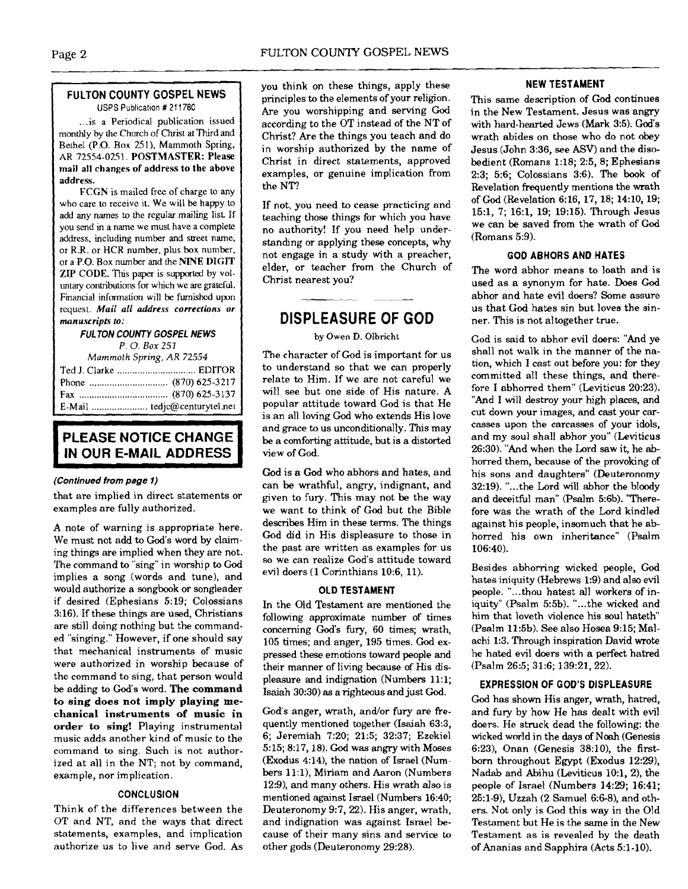## FULTON COUNTY GOSPEL NEWS

USPS Publication # 211780

...is a Periodical publication issued monthly by the Church of Christ at Third and Bethel (P.O. Box 251), Mammoth Spring, AR 72554-0251. **POSTMASTER: Please mail all changes of address to the above address.**

FCGN is mailed free of charge to any who care to receive it. We will be happy to add any names to the regular mailing list. If you send in a name we must have a complete address, including number and street name, or R.R. or HCR number, plus box number, or a P.O. Box number and the **NINE DIGIT ZIP CODE.** This paper is supported by voluntary contributions for which we are grateful. Financial information will be furnished upon request. ***Mail all address corrections or manuscripts to:***

***FULTON COUNTY GOSPEL NEWS***
*P. O. Box 251*
*Mammoth Spring, AR 72554*

Ted J. Clarke .............................. EDITOR
Phone .............................. (870) 625-3217
Fax .................................. (870) 625-3137
E-Mail ...................... tedjc@centurytel.net

## PLEASE NOTICE CHANGE IN OUR E-MAIL ADDRESS

***(Continued from page 1)***

that are implied in direct statements or examples are fully authorized.

A note of warning is appropriate here. We must not add to God's word by claiming things are implied when they are not. The command to "sing" in worship to God implies a song (words and tune), and would authorize a songbook or songleader if desired (Ephesians 5:19; Colossians 3:16). If these things are used, Christians are still doing nothing but the commanded "singing." However, if one should say that mechanical instruments of music were authorized in worship because of the command to sing, that person would be adding to God's word. **The command to sing does not imply playing mechanical instruments of music in order to sing!** Playing instrumental music adds another kind of music to the command to sing. Such is not authorized at all in the NT; not by command, example, nor implication.

### CONCLUSION

Think of the differences between the OT and NT, and the ways that direct statements, examples, and implication authorize us to live and serve God. As you think on these things, apply these principles to the elements of your religion. Are you worshipping and serving God according to the OT instead of the NT of Christ? Are the things you teach and do in worship authorized by the name of Christ in direct statements, approved examples, or genuine implication from the NT?

If not, you need to cease practicing and teaching those things for which you have no authority! If you need help understanding or applying these concepts, why not engage in a study with a preacher, elder, or teacher from the Church of Christ nearest you?

---

## DISPLEASURE OF GOD

by Owen D. Olbricht

The character of God is important for us to understand so that we can properly relate to Him. If we are not careful we will see but one side of His nature. A popular attitude toward God is that He is an all loving God who extends His love and grace to us unconditionally. This may be a comforting attitude, but is a distorted view of God.

God is a God who abhors and hates, and can be wrathful, angry, indignant, and given to fury. This may not be the way we want to think of God but the Bible describes Him in these terms. The things God did in His displeasure to those in the past are written as examples for us so we can realize God's attitude toward evil doers (1 Corinthians 10:6, 11).

### OLD TESTAMENT

In the Old Testament are mentioned the following approximate number of times concerning God's fury, 60 times; wrath, 105 times; and anger, 195 times. God expressed these emotions toward people and their manner of living because of His displeasure and indignation (Numbers 11:1; Isaiah 30:30) as a righteous and just God.

God's anger, wrath, and/or fury are frequently mentioned together (Isaiah 63:3, 6; Jeremiah 7:20; 21:5; 32:37; Ezekiel 5:15; 8:17, 18). God was angry with Moses (Exodus 4:14), the nation of Israel (Numbers 11:1), Miriam and Aaron (Numbers 12:9), and many others. His wrath also is mentioned against Israel (Numbers 16:40; Deuteronomy 9:7, 22). His anger, wrath, and indignation was against Israel because of their many sins and service to other gods (Deuteronomy 29:28).

### NEW TESTAMENT

This same description of God continues in the New Testament. Jesus was angry with hard-hearted Jews (Mark 3:5). God's wrath abides on those who do not obey Jesus (John 3:36, see ASV) and the disobedient (Romans 1:18; 2:5, 8; Ephesians 2:3; 5:6; Colossians 3:6). The book of Revelation frequently mentions the wrath of God (Revelation 6:16, 17, 18; 14:10, 19; 15:1, 7; 16:1, 19; 19:15). Through Jesus we can be saved from the wrath of God (Romans 5:9).

### GOD ABHORS AND HATES

The word abhor means to loath and is used as a synonym for hate. Does God abhor and hate evil doers? Some assure us that God hates sin but loves the sinner. This is not altogether true.

God is said to abhor evil doers: "And ye shall not walk in the manner of the nation, which I cast out before you: for they committed all these things, and therefore I abhorred them" (Leviticus 20:23). "And I will destroy your high places, and cut down your images, and cast your carcasses upon the carcasses of your idols, and my soul shall abhor you" (Leviticus 26:30). "And when the Lord saw it, he abhorred them, because of the provoking of his sons and daughters" (Deuteronomy 32:19). "...the Lord will abhor the bloody and deceitful man" (Psalm 5:6b). "Therefore was the wrath of the Lord kindled against his people, insomuch that he abhorred his own inheritance" (Psalm 106:40).

Besides abhorring wicked people, God hates iniquity (Hebrews 1:9) and also evil people. "...thou hatest all workers of iniquity" (Psalm 5:5b). "...the wicked and him that loveth violence his soul hateth" (Psalm 11:5b). See also Hosea 9:15; Malachi 1:3. Through inspiration David wrote he hated evil doers with a perfect hatred (Psalm 26:5; 31:6; 139:21, 22).

### EXPRESSION OF GOD'S DISPLEASURE

God has shown His anger, wrath, hatred, and fury by how He has dealt with evil doers. He struck dead the following: the wicked world in the days of Noah (Genesis 6:23), Onan (Genesis 38:10), the firstborn throughout Egypt (Exodus 12:29), Nadab and Abihu (Leviticus 10:1, 2), the people of Israel (Numbers 14:29; 16:41; 25:1-9), Uzzah (2 Samuel 6:6-8), and others. Not only is God this way in the Old Testament but He is the same in the New Testament as is revealed by the death of Ananias and Sapphira (Acts 5:1-10).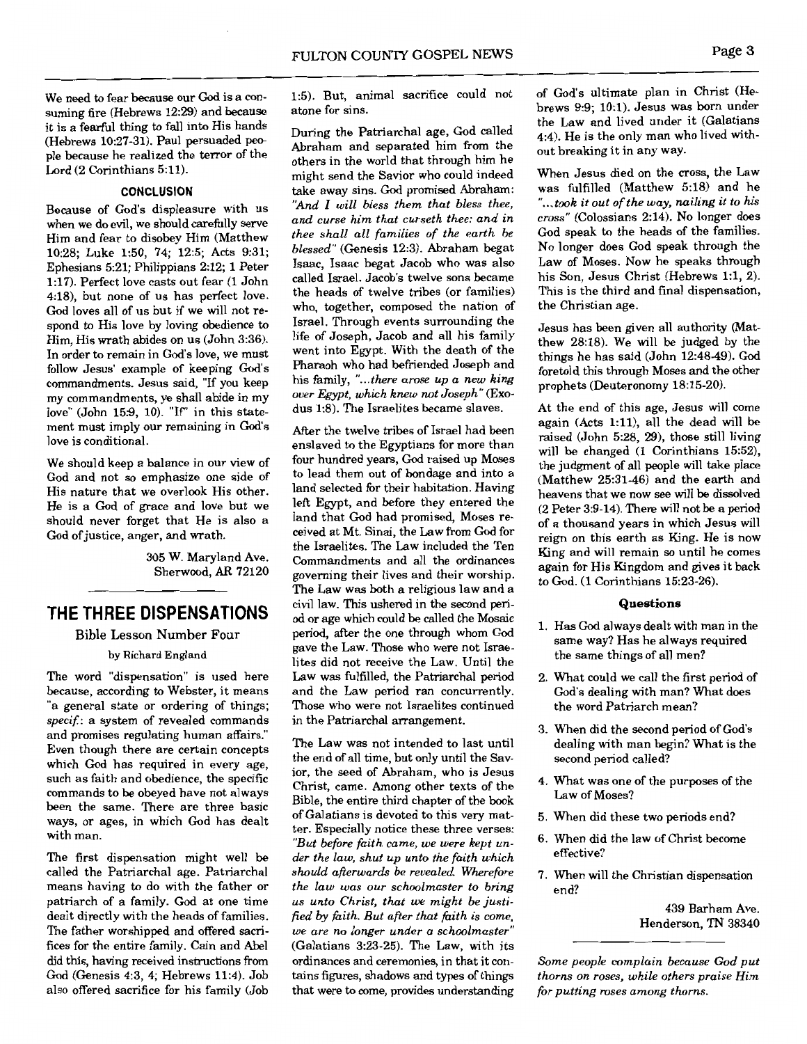We need to fear because our God is a consuming fire (Hebrews 12:29) and because it is a fearful thing to fall into His hands (Hebrews 10:27-31). Paul persuaded people because he realized the terror of the Lord (2 Corinthians 5:11).

#### CONCLUSION

Because of God's displeasure with us when we do evil, we should carefully serve Him and fear to disobey Him (Matthew 10:28; Luke 1:50, 74; 12:5; Acts 9:31; Ephesians 5:21; Philippians 2:12; 1 Peter 1:17). Perfect love casts out fear (1 John 4:18), but none of us has perfect love. God loves all of us but if we will not respond to His love by loving obedience to Him, His wrath abides on us (John 3:36). In order to remain in God's love, we must follow Jesus' example of keeping God's commandments. Jesus said, "If you keep my commandments, ye shall abide in my love" (John 15:9, 10). "If" in this statement must imply our remaining in God's love is conditional.

We should keep a balance in our view of God and not so emphasize one side of His nature that we overlook His other. He is a God of grace and love but we should never forget that He is also a God of justice, anger, and wrath.

305 W. Maryland Ave.
Sherwood, AR 72120

## THE THREE DISPENSATIONS

Bible Lesson Number Four

by Richard England

The word "dispensation" is used here because, according to Webster, it means "a general state or ordering of things; *specif.*: a system of revealed commands and promises regulating human affairs." Even though there are certain concepts which God has required in every age, such as faith and obedience, the specific commands to be obeyed have not always been the same. There are three basic ways, or ages, in which God has dealt with man.

The first dispensation might well be called the Patriarchal age. Patriarchal means having to do with the father or patriarch of a family. God at one time dealt directly with the heads of families. The father worshipped and offered sacrifices for the entire family. Cain and Abel did this, having received instructions from God (Genesis 4:3, 4; Hebrews 11:4). Job also offered sacrifice for his family (Job 1:5). But, animal sacrifice could not atone for sins.

During the Patriarchal age, God called Abraham and separated him from the others in the world that through him he might send the Savior who could indeed take away sins. God promised Abraham: *"And I will bless them that bless thee, and curse him that curseth thee: and in thee shall all families of the earth be blessed"* (Genesis 12:3). Abraham begat Isaac, Isaac begat Jacob who was also called Israel. Jacob's twelve sons became the heads of twelve tribes (or families) who, together, composed the nation of Israel. Through events surrounding the life of Joseph, Jacob and all his family went into Egypt. With the death of the Pharaoh who had befriended Joseph and his family, *"...there arose up a new king over Egypt, which knew not Joseph"* (Exodus 1:8). The Israelites became slaves.

After the twelve tribes of Israel had been enslaved to the Egyptians for more than four hundred years, God raised up Moses to lead them out of bondage and into a land selected for their habitation. Having left Egypt, and before they entered the land that God had promised, Moses received at Mt. Sinai, the Law from God for the Israelites. The Law included the Ten Commandments and all the ordinances governing their lives and their worship. The Law was both a religious law and a civil law. This ushered in the second period or age which could be called the Mosaic period, after the one through whom God gave the Law. Those who were not Israelites did not receive the Law. Until the Law was fulfilled, the Patriarchal period and the Law period ran concurrently. Those who were not Israelites continued in the Patriarchal arrangement.

The Law was not intended to last until the end of all time, but only until the Savior, the seed of Abraham, who is Jesus Christ, came. Among other texts of the Bible, the entire third chapter of the book of Galatians is devoted to this very matter. Especially notice these three verses: *"But before faith came, we were kept under the law, shut up unto the faith which should afterwards be revealed. Wherefore the law was our schoolmaster to bring us unto Christ, that we might be justified by faith. But after that faith is come, we are no longer under a schoolmaster"* (Galatians 3:23-25). The Law, with its ordinances and ceremonies, in that it contains figures, shadows and types of things that were to come, provides understanding of God's ultimate plan in Christ (Hebrews 9:9; 10:1). Jesus was born under the Law and lived under it (Galatians 4:4). He is the only man who lived without breaking it in any way.

When Jesus died on the cross, the Law was fulfilled (Matthew 5:18) and he *"...took it out of the way, nailing it to his cross"* (Colossians 2:14). No longer does God speak to the heads of the families. No longer does God speak through the Law of Moses. Now he speaks through his Son, Jesus Christ (Hebrews 1:1, 2). This is the third and final dispensation, the Christian age.

Jesus has been given all authority (Matthew 28:18). We will be judged by the things he has said (John 12:48-49). God foretold this through Moses and the other prophets (Deuteronomy 18:15-20).

At the end of this age, Jesus will come again (Acts 1:11), all the dead will be raised (John 5:28, 29), those still living will be changed (1 Corinthians 15:52), the judgment of all people will take place (Matthew 25:31-46) and the earth and heavens that we now see will be dissolved (2 Peter 3:9-14). There will not be a period of a thousand years in which Jesus will reign on this earth as King. He is now King and will remain so until he comes again for His Kingdom and gives it back to God. (1 Corinthians 15:23-26).

#### Questions

1. Has God always dealt with man in the same way? Has he always required the same things of all men?
2. What could we call the first period of God's dealing with man? What does the word Patriarch mean?
3. When did the second period of God's dealing with man begin? What is the second period called?
4. What was one of the purposes of the Law of Moses?
5. When did these two periods end?
6. When did the law of Christ become effective?
7. When will the Christian dispensation end?

439 Barham Ave.
Henderson, TN 38340

*Some people complain because God put thorns on roses, while others praise Him for putting roses among thorns.*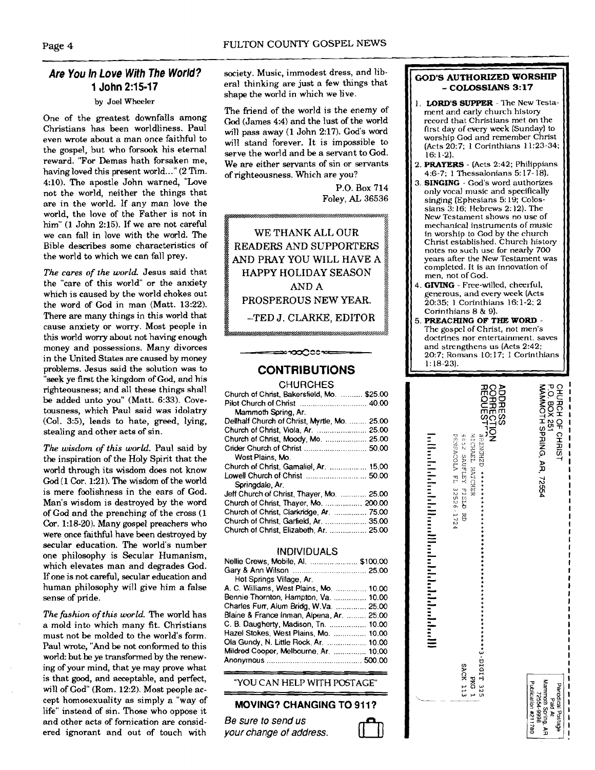## Are You In Love With The World? 1 John 2:15-17

by Joel Wheeler

One of the greatest downfalls among Christians has been worldliness. Paul even wrote about a man once faithful to the gospel, but who forsook his eternal reward. "For Demas hath forsaken me, having loved this present world..." (2 Tim. 4:10). The apostle John warned, "Love not the world, neither the things that are in the world. If any man love the world, the love of the Father is not in him" (1 John 2:15). If we are not careful we can fall in love with the world. The Bible describes some characteristics of the world to which we can fall prey.

*The cares of the world.* Jesus said that the "care of this world" or the anxiety which is caused by the world chokes out the word of God in man (Matt. 13:22). There are many things in this world that cause anxiety or worry. Most people in this world worry about not having enough money and possessions. Many divorces in the United States are caused by money problems. Jesus said the solution was to "seek ye first the kingdom of God, and his righteousness; and all these things shall be added unto you" (Matt. 6:33). Covetousness, which Paul said was idolatry (Col. 3:5), leads to hate, greed, lying, stealing and other acts of sin.

*The wisdom of this world.* Paul said by the inspiration of the Holy Spirit that the world through its wisdom does not know God (1 Cor. 1:21). The wisdom of the world is mere foolishness in the ears of God. Man's wisdom is destroyed by the word of God and the preaching of the cross (1 Cor. 1:18-20). Many gospel preachers who were once faithful have been destroyed by secular education. The world's number one philosophy is Secular Humanism, which elevates man and degrades God. If one is not careful, secular education and human philosophy will give him a false sense of pride.

*The fashion of this world.* The world has a mold into which many fit. Christians must not be molded to the world's form. Paul wrote, "And be not conformed to this world: but be ye transformed by the renewing of your mind, that ye may prove what is that good, and acceptable, and perfect, will of God" (Rom. 12:2). Most people accept homosexuality as simply a "way of life" instead of sin. Those who oppose it and other acts of fornication are considered ignorant and out of touch with society. Music, immodest dress, and liberal thinking are just a few things that shape the world in which we live.

The friend of the world is the enemy of God (James 4:4) and the lust of the world will pass away (1 John 2:17). God's word will stand forever. It is impossible to serve the world and be a servant to God. We are either servants of sin or servants of righteousness. Which are you?

P.O. Box 714
Foley, AL 36536

WE THANK ALL OUR READERS AND SUPPORTERS AND PRAY YOU WILL HAVE A HAPPY HOLIDAY SEASON AND A PROSPEROUS NEW YEAR.

–TED J. CLARKE, EDITOR

## CONTRIBUTIONS

### CHURCHES

| | |
|---|---|
| Church of Christ, Bakersfield, Mo. | $25.00 |
| Pilot Church of Christ Mammoth Spring, Ar. | 40.00 |
| Dellhalf Church of Christ, Myrtle, Mo. | 25.00 |
| Church of Christ, Viola, Ar. | 25.00 |
| Church of Christ, Moody, Mo. | 25.00 |
| Crider Church of Christ West Plains, Mo. | 50.00 |
| Church of Christ, Gamaliel, Ar. | 15.00 |
| Lowell Church of Christ Springdale, Ar. | 50.00 |
| Jeff Church of Christ, Thayer, Mo. | 25.00 |
| Church of Christ, Thayer, Mo. | 200.00 |
| Church of Christ, Clarkridge, Ar. | 75.00 |
| Church of Christ, Garfield, Ar. | 35.00 |
| Church of Christ, Elizabeth, Ar. | 25.00 |

### INDIVIDUALS

| | |
|---|---|
| Nellie Crews, Mobile, Al. | $100.00 |
| Gary & Ann Wilson Hot Springs Village, Ar. | 25.00 |
| A. C. Williams, West Plains, Mo. | 10.00 |
| Bennie Thornton, Hampton, Va. | 10.00 |
| Charles Furr, Alum Bridg, W.Va. | 25.00 |
| Blaine & France Inman, Alpena, Ar. | 25.00 |
| C. B. Daugherty, Madison, Tn. | 10.00 |
| Hazel Stokes, West Plains, Mo. | 10.00 |
| Ola Gundy, N. Little Rock, Ar. | 10.00 |
| Mildred Cooper, Melbourne, Ar. | 10.00 |
| Anonymous | 500.00 |

"YOU CAN HELP WITH POSTAGE"

### MOVING? CHANGING TO 911?

*Be sure to send us your change of address.*

### GOD'S AUTHORIZED WORSHIP - COLOSSIANS 3:17

1. **LORD'S SUPPER** - The New Testament and early church history record that Christians met on the first day of every week (Sunday) to worship God and remember Christ (Acts 20:7; 1 Corinthians 11:23-34; 16:1-2).
2. **PRAYERS** - (Acts 2:42; Philippians 4:6-7; 1 Thessalonians 5:17-18).
3. **SINGING** - God's word authorizes only vocal music and specifically singing (Ephesians 5:19; Colossians 3:16; Hebrews 2:12). The New Testament shows no use of mechanical instruments of music in worship to God by the church Christ established. Church history notes no such use for nearly 700 years after the New Testament was completed. It is an innovation of men, not of God.
4. **GIVING** - Free-willed, cheerful, generous, and every week (Acts 20:35; 1 Corinthians 16:1-2; 2 Corinthians 8 & 9).
5. **PREACHING OF THE WORD** - The gospel of Christ, not men's doctrines nor entertainment, saves and strengthens us (Acts 2:42; 20:7; Romans 10:17; 1 Corinthians 1:18-23).

CHURCH OF CHRIST
P.O. BOX 251
MAMMOTH SPRING, AR 72554

ADDRESS CORRECTION REQUESTED

#BXNGHZD ****************************3-DIGIT 325
MICHAEL HATCHER
4652 SAUFLEY FIELD RD
PENSACOLA FL 32526-1724
PKG 1
SACK 113

Periodical Postage Paid At Mammoth Spring, AR 72554-9998 Publication #211780